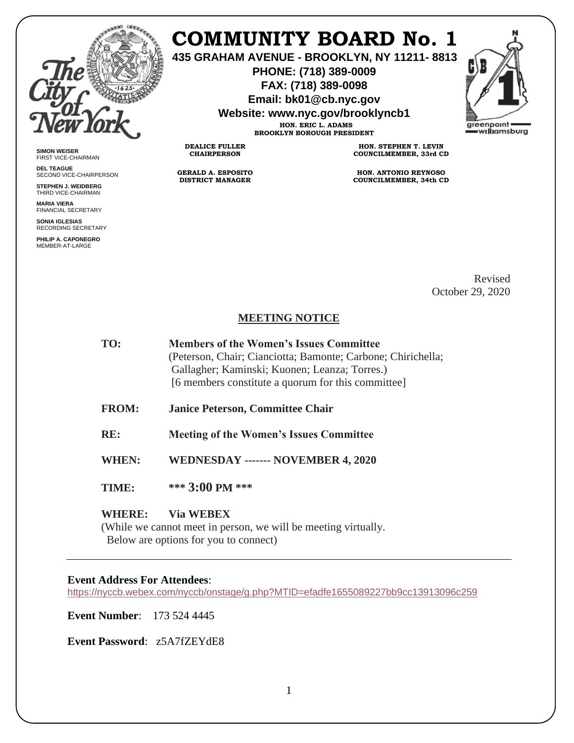# COMMUNITY BOARD No. 1

**435 GRAHAM AVENUE - BROOKLYN, NY 11211- 8813**

**PHONE: (718) 389-0009**

**FAX: (718) 389-0098**

**Email: bk01@cb.nyc.gov**

**Website: www.nyc.gov/brooklyncb1**

**HON. ERIC L. ADAMS**
**BROOKLYN BOROUGH PRESIDENT**

**DEALICE FULLER**
**CHAIRPERSON**

**HON. STEPHEN T. LEVIN**
**COUNCILMEMBER, 33rd CD**

**GERALD A. ESPOSITO**
**DISTRICT MANAGER**

**HON. ANTONIO REYNOSO**
**COUNCILMEMBER, 34th CD**

**SIMON WEISER**
FIRST VICE-CHAIRMAN

**DEL TEAGUE**
SECOND VICE-CHAIRPERSON

**STEPHEN J. WEIDBERG**
THIRD VICE-CHAIRMAN

**MARIA VIERA**
FINANCIAL SECRETARY

**SONIA IGLESIAS**
RECORDING SECRETARY

**PHILIP A. CAPONEGRO**
MEMBER-AT-LARGE

Revised
October 29, 2020

## MEETING NOTICE

**TO:** **Members of the Women's Issues Committee**
(Peterson, Chair; Cianciotta; Bamonte; Carbone; Chirichella; Gallagher; Kaminski; Kuonen; Leanza; Torres.)
[6 members constitute a quorum for this committee]

**FROM:** **Janice Peterson, Committee Chair**

**RE:** **Meeting of the Women's Issues Committee**

**WHEN:** **WEDNESDAY ------- NOVEMBER 4, 2020**

**TIME:** **\*\*\* 3:00 PM \*\*\***

**WHERE:** **Via WEBEX**
(While we cannot meet in person, we will be meeting virtually.
Below are options for you to connect)

---

**Event Address For Attendees**:
https://nyccb.webex.com/nyccb/onstage/g.php?MTID=efadfe1655089227bb9cc13913096c259

**Event Number**: 173 524 4445

**Event Password**: z5A7fZEYdE8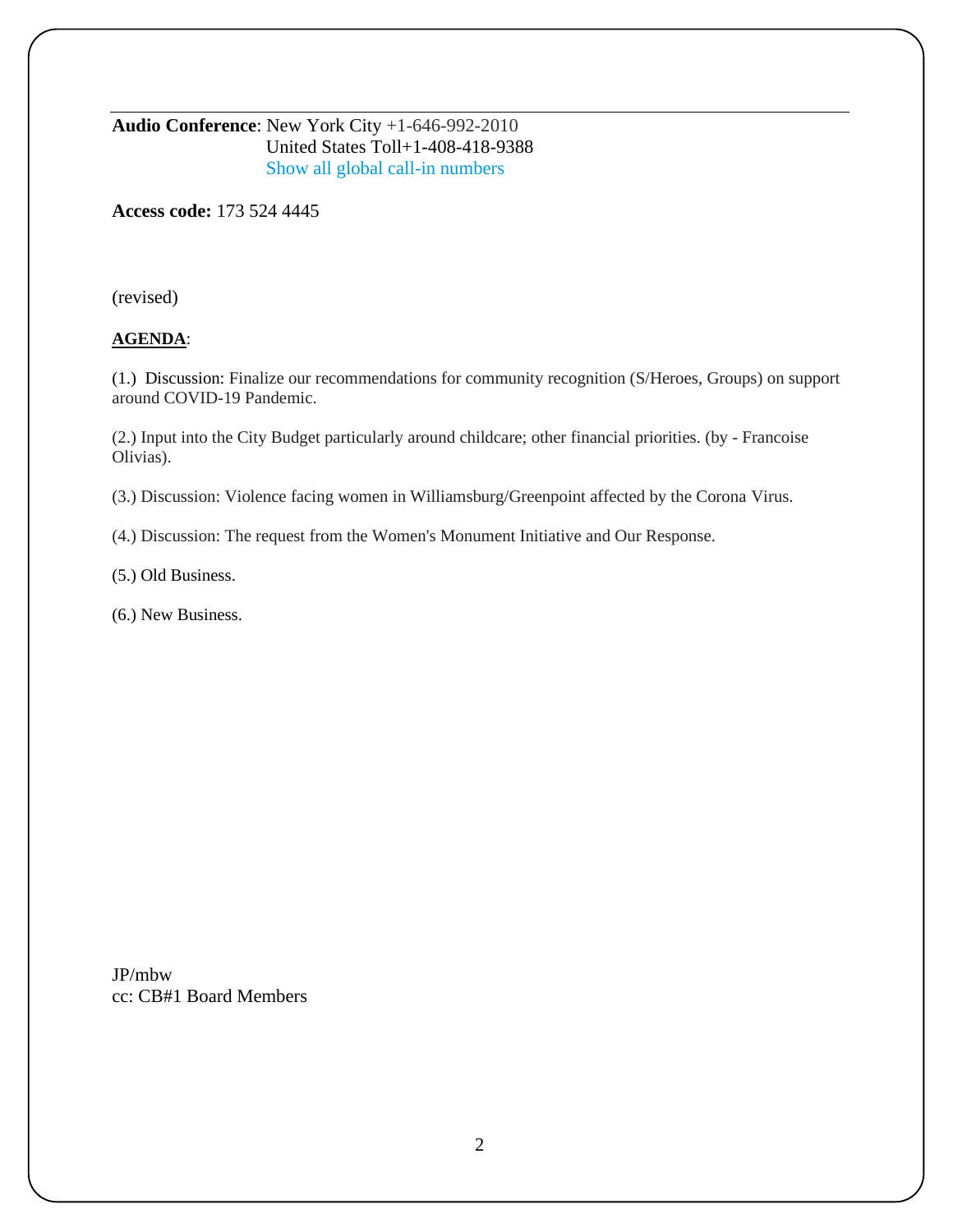**Audio Conference**: New York City +1-646-992-2010
United States Toll+1-408-418-9388
Show all global call-in numbers

**Access code:** 173 524 4445

(revised)

**AGENDA**:

(1.) Discussion: Finalize our recommendations for community recognition (S/Heroes, Groups) on support around COVID-19 Pandemic.

(2.) Input into the City Budget particularly around childcare; other financial priorities. (by - Francoise Olivias).

(3.) Discussion: Violence facing women in Williamsburg/Greenpoint affected by the Corona Virus.

(4.) Discussion: The request from the Women's Monument Initiative and Our Response.

(5.) Old Business.

(6.) New Business.

JP/mbw
cc: CB#1 Board Members